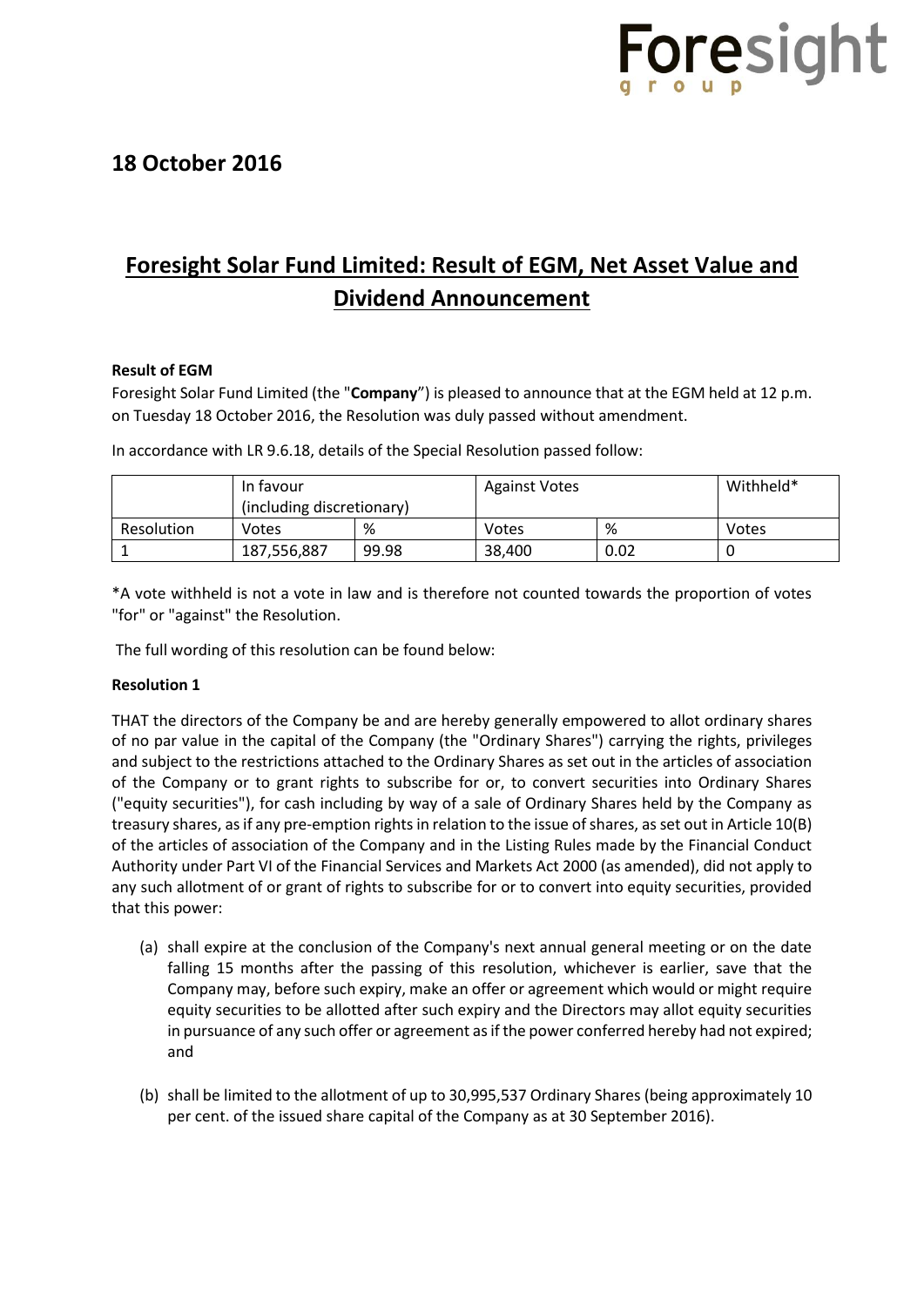## 18 October 2016

# Foresight Solar Fund Limited: Result of EGM, Net Asset Value and Dividend Announcement

**Result of EGM**

Foresight Solar Fund Limited (the "**Company**") is pleased to announce that at the EGM held at 12 p.m. on Tuesday 18 October 2016, the Resolution was duly passed without amendment.

In accordance with LR 9.6.18, details of the Special Resolution passed follow:

| | In favour (including discretionary) | | Against Votes | | Withheld* |
|---|---|---|---|---|---|
| Resolution | Votes | % | Votes | % | Votes |
| 1 | 187,556,887 | 99.98 | 38,400 | 0.02 | 0 |

*A vote withheld is not a vote in law and is therefore not counted towards the proportion of votes "for" or "against" the Resolution.

The full wording of this resolution can be found below:

**Resolution 1**

THAT the directors of the Company be and are hereby generally empowered to allot ordinary shares of no par value in the capital of the Company (the "Ordinary Shares") carrying the rights, privileges and subject to the restrictions attached to the Ordinary Shares as set out in the articles of association of the Company or to grant rights to subscribe for or, to convert securities into Ordinary Shares ("equity securities"), for cash including by way of a sale of Ordinary Shares held by the Company as treasury shares, as if any pre-emption rights in relation to the issue of shares, as set out in Article 10(B) of the articles of association of the Company and in the Listing Rules made by the Financial Conduct Authority under Part VI of the Financial Services and Markets Act 2000 (as amended), did not apply to any such allotment of or grant of rights to subscribe for or to convert into equity securities, provided that this power:

(a) shall expire at the conclusion of the Company's next annual general meeting or on the date falling 15 months after the passing of this resolution, whichever is earlier, save that the Company may, before such expiry, make an offer or agreement which would or might require equity securities to be allotted after such expiry and the Directors may allot equity securities in pursuance of any such offer or agreement as if the power conferred hereby had not expired; and

(b) shall be limited to the allotment of up to 30,995,537 Ordinary Shares (being approximately 10 per cent. of the issued share capital of the Company as at 30 September 2016).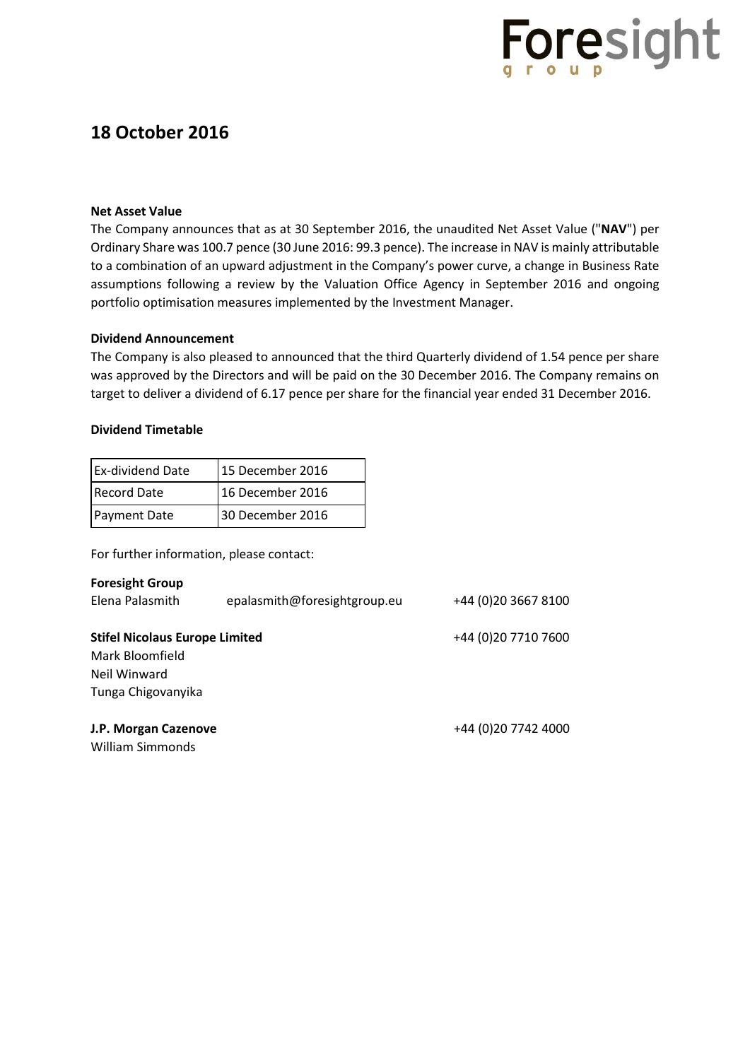## 18 October 2016

**Net Asset Value**

The Company announces that as at 30 September 2016, the unaudited Net Asset Value ("**NAV**") per Ordinary Share was 100.7 pence (30 June 2016: 99.3 pence). The increase in NAV is mainly attributable to a combination of an upward adjustment in the Company's power curve, a change in Business Rate assumptions following a review by the Valuation Office Agency in September 2016 and ongoing portfolio optimisation measures implemented by the Investment Manager.

**Dividend Announcement**

The Company is also pleased to announced that the third Quarterly dividend of 1.54 pence per share was approved by the Directors and will be paid on the 30 December 2016. The Company remains on target to deliver a dividend of 6.17 pence per share for the financial year ended 31 December 2016.

**Dividend Timetable**

| | |
|---|---|
| Ex-dividend Date | 15 December 2016 |
| Record Date | 16 December 2016 |
| Payment Date | 30 December 2016 |

For further information, please contact:

**Foresight Group**
Elena Palasmith epalasmith@foresightgroup.eu +44 (0)20 3667 8100

**Stifel Nicolaus Europe Limited** +44 (0)20 7710 7600
Mark Bloomfield
Neil Winward
Tunga Chigovanyika

**J.P. Morgan Cazenove** +44 (0)20 7742 4000
William Simmonds